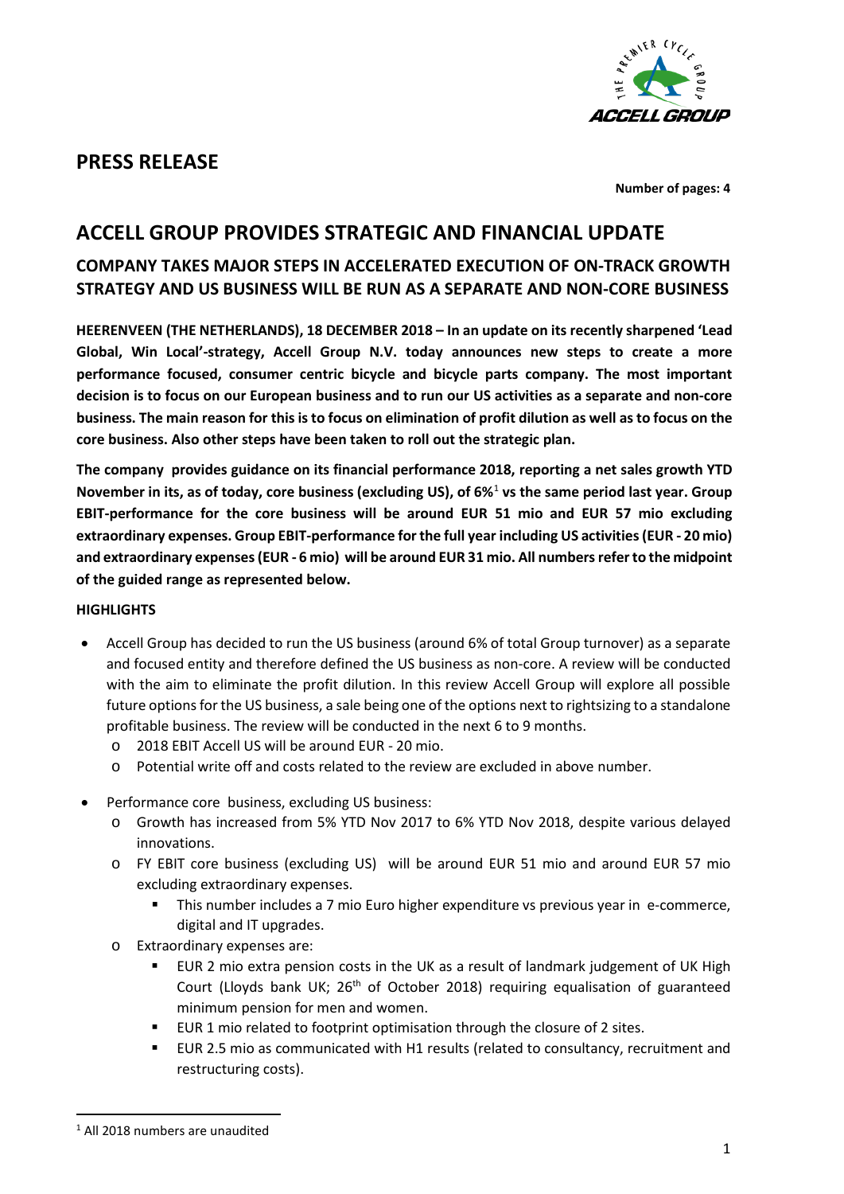# PRESS RELEASE

**Number of pages: 4**

## ACCELL GROUP PROVIDES STRATEGIC AND FINANCIAL UPDATE

### COMPANY TAKES MAJOR STEPS IN ACCELERATED EXECUTION OF ON-TRACK GROWTH STRATEGY AND US BUSINESS WILL BE RUN AS A SEPARATE AND NON-CORE BUSINESS

**HEERENVEEN (THE NETHERLANDS), 18 DECEMBER 2018 – In an update on its recently sharpened 'Lead Global, Win Local'-strategy, Accell Group N.V. today announces new steps to create a more performance focused, consumer centric bicycle and bicycle parts company. The most important decision is to focus on our European business and to run our US activities as a separate and non-core business. The main reason for this is to focus on elimination of profit dilution as well as to focus on the core business. Also other steps have been taken to roll out the strategic plan.**

**The company provides guidance on its financial performance 2018, reporting a net sales growth YTD November in its, as of today, core business (excluding US), of 6%[1] vs the same period last year. Group EBIT-performance for the core business will be around EUR 51 mio and EUR 57 mio excluding extraordinary expenses. Group EBIT-performance for the full year including US activities (EUR - 20 mio) and extraordinary expenses (EUR - 6 mio) will be around EUR 31 mio. All numbers refer to the midpoint of the guided range as represented below.**

**HIGHLIGHTS**

- Accell Group has decided to run the US business (around 6% of total Group turnover) as a separate and focused entity and therefore defined the US business as non-core. A review will be conducted with the aim to eliminate the profit dilution. In this review Accell Group will explore all possible future options for the US business, a sale being one of the options next to rightsizing to a standalone profitable business. The review will be conducted in the next 6 to 9 months.
  - 2018 EBIT Accell US will be around EUR - 20 mio.
  - Potential write off and costs related to the review are excluded in above number.
- Performance core business, excluding US business:
  - Growth has increased from 5% YTD Nov 2017 to 6% YTD Nov 2018, despite various delayed innovations.
  - FY EBIT core business (excluding US) will be around EUR 51 mio and around EUR 57 mio excluding extraordinary expenses.
    - This number includes a 7 mio Euro higher expenditure vs previous year in e-commerce, digital and IT upgrades.
  - Extraordinary expenses are:
    - EUR 2 mio extra pension costs in the UK as a result of landmark judgement of UK High Court (Lloyds bank UK; 26th of October 2018) requiring equalisation of guaranteed minimum pension for men and women.
    - EUR 1 mio related to footprint optimisation through the closure of 2 sites.
    - EUR 2.5 mio as communicated with H1 results (related to consultancy, recruitment and restructuring costs).

---

[1] All 2018 numbers are unaudited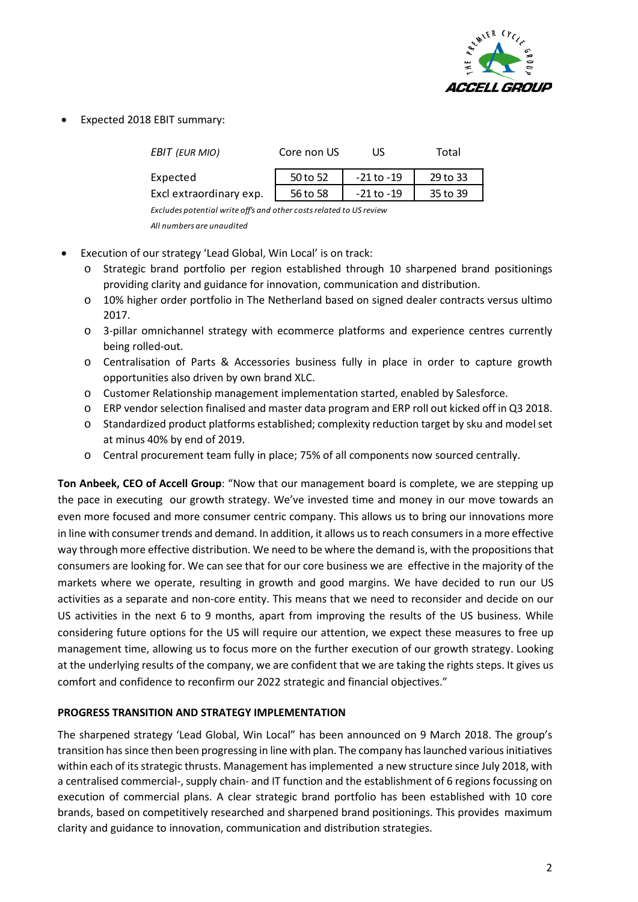- Expected 2018 EBIT summary:

| *EBIT (EUR MIO)* | Core non US | US | Total |
|---|---|---|---|
| Expected | 50 to 52 | -21 to -19 | 29 to 33 |
| Excl extraordinary exp. | 56 to 58 | -21 to -19 | 35 to 39 |

*Excludes potential write off's and other costs related to US review*

*All numbers are unaudited*

- Execution of our strategy 'Lead Global, Win Local' is on track:
  - Strategic brand portfolio per region established through 10 sharpened brand positionings providing clarity and guidance for innovation, communication and distribution.
  - 10% higher order portfolio in The Netherland based on signed dealer contracts versus ultimo 2017.
  - 3-pillar omnichannel strategy with ecommerce platforms and experience centres currently being rolled-out.
  - Centralisation of Parts & Accessories business fully in place in order to capture growth opportunities also driven by own brand XLC.
  - Customer Relationship management implementation started, enabled by Salesforce.
  - ERP vendor selection finalised and master data program and ERP roll out kicked off in Q3 2018.
  - Standardized product platforms established; complexity reduction target by sku and model set at minus 40% by end of 2019.
  - Central procurement team fully in place; 75% of all components now sourced centrally.

**Ton Anbeek, CEO of Accell Group**: "Now that our management board is complete, we are stepping up the pace in executing our growth strategy. We've invested time and money in our move towards an even more focused and more consumer centric company. This allows us to bring our innovations more in line with consumer trends and demand. In addition, it allows us to reach consumers in a more effective way through more effective distribution. We need to be where the demand is, with the propositions that consumers are looking for. We can see that for our core business we are effective in the majority of the markets where we operate, resulting in growth and good margins. We have decided to run our US activities as a separate and non-core entity. This means that we need to reconsider and decide on our US activities in the next 6 to 9 months, apart from improving the results of the US business. While considering future options for the US will require our attention, we expect these measures to free up management time, allowing us to focus more on the further execution of our growth strategy. Looking at the underlying results of the company, we are confident that we are taking the rights steps. It gives us comfort and confidence to reconfirm our 2022 strategic and financial objectives."

**PROGRESS TRANSITION AND STRATEGY IMPLEMENTATION**

The sharpened strategy 'Lead Global, Win Local" has been announced on 9 March 2018. The group's transition has since then been progressing in line with plan. The company has launched various initiatives within each of its strategic thrusts. Management has implemented a new structure since July 2018, with a centralised commercial-, supply chain- and IT function and the establishment of 6 regions focussing on execution of commercial plans. A clear strategic brand portfolio has been established with 10 core brands, based on competitively researched and sharpened brand positionings. This provides maximum clarity and guidance to innovation, communication and distribution strategies.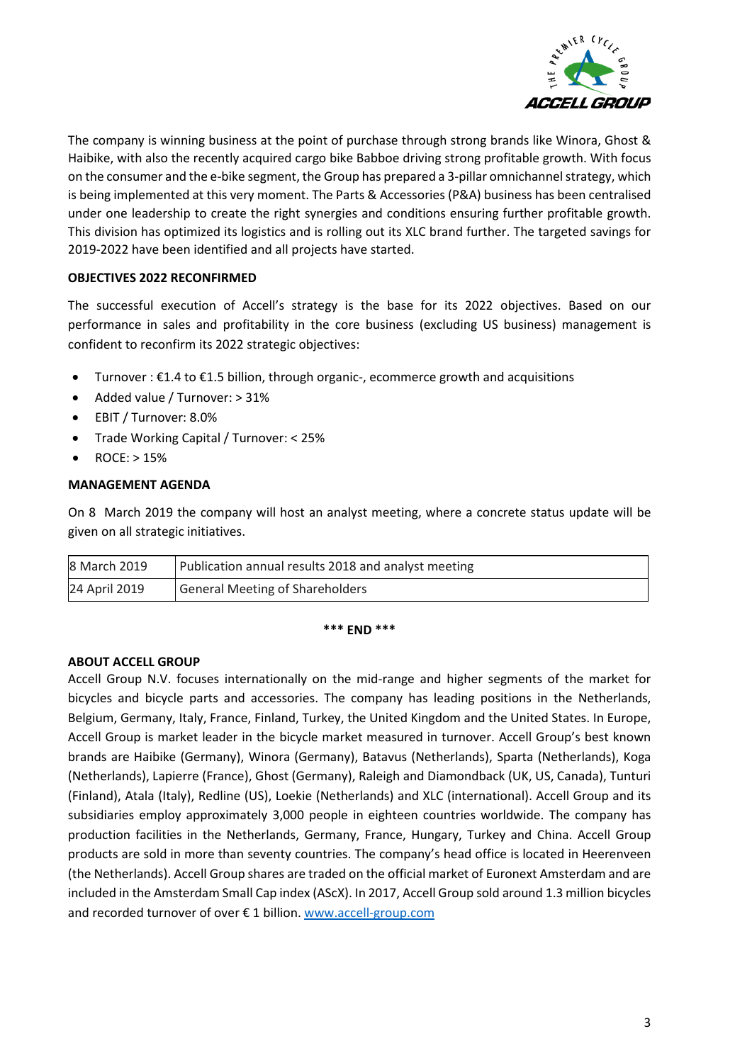The company is winning business at the point of purchase through strong brands like Winora, Ghost & Haibike, with also the recently acquired cargo bike Babboe driving strong profitable growth. With focus on the consumer and the e-bike segment, the Group has prepared a 3-pillar omnichannel strategy, which is being implemented at this very moment. The Parts & Accessories (P&A) business has been centralised under one leadership to create the right synergies and conditions ensuring further profitable growth. This division has optimized its logistics and is rolling out its XLC brand further. The targeted savings for 2019-2022 have been identified and all projects have started.

**OBJECTIVES 2022 RECONFIRMED**

The successful execution of Accell's strategy is the base for its 2022 objectives. Based on our performance in sales and profitability in the core business (excluding US business) management is confident to reconfirm its 2022 strategic objectives:

- Turnover : €1.4 to €1.5 billion, through organic-, ecommerce growth and acquisitions
- Added value / Turnover: > 31%
- EBIT / Turnover: 8.0%
- Trade Working Capital / Turnover: < 25%
- ROCE: > 15%

**MANAGEMENT AGENDA**

On 8 March 2019 the company will host an analyst meeting, where a concrete status update will be given on all strategic initiatives.

| | |
|---|---|
| 8 March 2019 | Publication annual results 2018 and analyst meeting |
| 24 April 2019 | General Meeting of Shareholders |

**\*\*\* END \*\*\***

**ABOUT ACCELL GROUP**

Accell Group N.V. focuses internationally on the mid-range and higher segments of the market for bicycles and bicycle parts and accessories. The company has leading positions in the Netherlands, Belgium, Germany, Italy, France, Finland, Turkey, the United Kingdom and the United States. In Europe, Accell Group is market leader in the bicycle market measured in turnover. Accell Group's best known brands are Haibike (Germany), Winora (Germany), Batavus (Netherlands), Sparta (Netherlands), Koga (Netherlands), Lapierre (France), Ghost (Germany), Raleigh and Diamondback (UK, US, Canada), Tunturi (Finland), Atala (Italy), Redline (US), Loekie (Netherlands) and XLC (international). Accell Group and its subsidiaries employ approximately 3,000 people in eighteen countries worldwide. The company has production facilities in the Netherlands, Germany, France, Hungary, Turkey and China. Accell Group products are sold in more than seventy countries. The company's head office is located in Heerenveen (the Netherlands). Accell Group shares are traded on the official market of Euronext Amsterdam and are included in the Amsterdam Small Cap index (AScX). In 2017, Accell Group sold around 1.3 million bicycles and recorded turnover of over € 1 billion. www.accell-group.com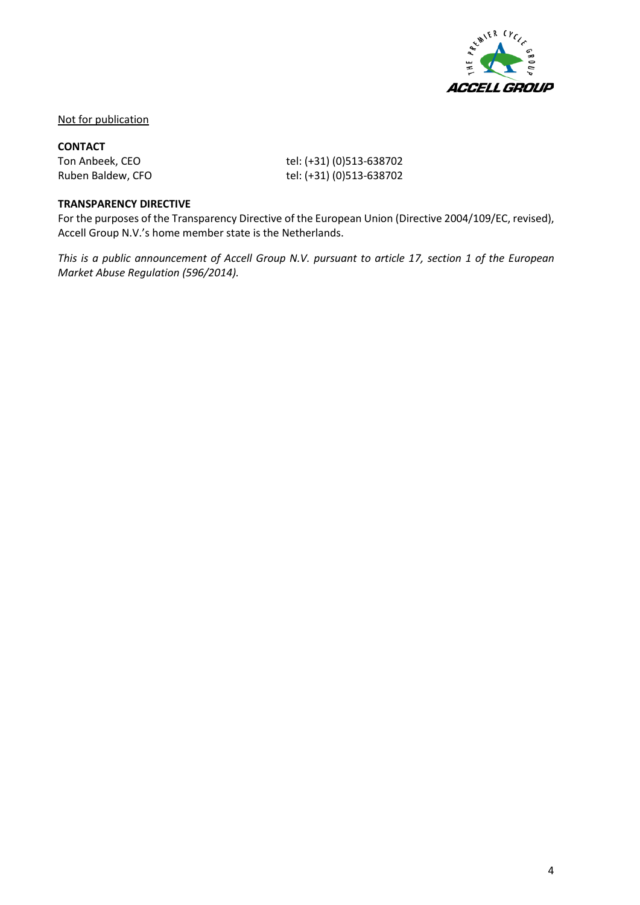Not for publication

**CONTACT**

Ton Anbeek, CEO tel: (+31) (0)513-638702

Ruben Baldew, CFO tel: (+31) (0)513-638702

**TRANSPARENCY DIRECTIVE**

For the purposes of the Transparency Directive of the European Union (Directive 2004/109/EC, revised), Accell Group N.V.'s home member state is the Netherlands.

*This is a public announcement of Accell Group N.V. pursuant to article 17, section 1 of the European Market Abuse Regulation (596/2014).*